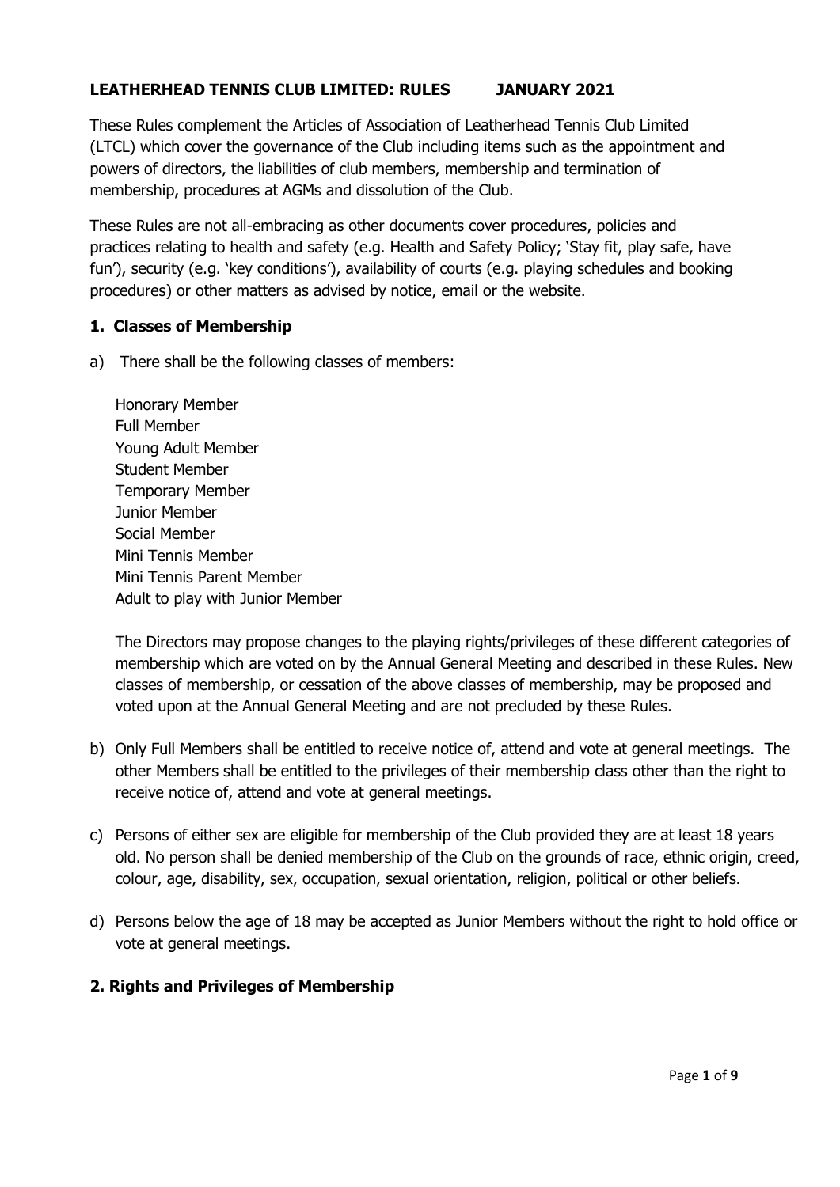# LEATHERHEAD TENNIS CLUB LIMITED: RULES JANUARY 2021

These Rules complement the Articles of Association of Leatherhead Tennis Club Limited (LTCL) which cover the governance of the Club including items such as the appointment and powers of directors, the liabilities of club members, membership and termination of membership, procedures at AGMs and dissolution of the Club.

These Rules are not all-embracing as other documents cover procedures, policies and practices relating to health and safety (e.g. Health and Safety Policy; 'Stay fit, play safe, have fun'), security (e.g. 'key conditions'), availability of courts (e.g. playing schedules and booking procedures) or other matters as advised by notice, email or the website.

## 1. Classes of Membership

a) There shall be the following classes of members:

Honorary Member
Full Member
Young Adult Member
Student Member
Temporary Member
Junior Member
Social Member
Mini Tennis Member
Mini Tennis Parent Member
Adult to play with Junior Member

The Directors may propose changes to the playing rights/privileges of these different categories of membership which are voted on by the Annual General Meeting and described in these Rules. New classes of membership, or cessation of the above classes of membership, may be proposed and voted upon at the Annual General Meeting and are not precluded by these Rules.

b) Only Full Members shall be entitled to receive notice of, attend and vote at general meetings. The other Members shall be entitled to the privileges of their membership class other than the right to receive notice of, attend and vote at general meetings.

c) Persons of either sex are eligible for membership of the Club provided they are at least 18 years old. No person shall be denied membership of the Club on the grounds of race, ethnic origin, creed, colour, age, disability, sex, occupation, sexual orientation, religion, political or other beliefs.

d) Persons below the age of 18 may be accepted as Junior Members without the right to hold office or vote at general meetings.

## 2. Rights and Privileges of Membership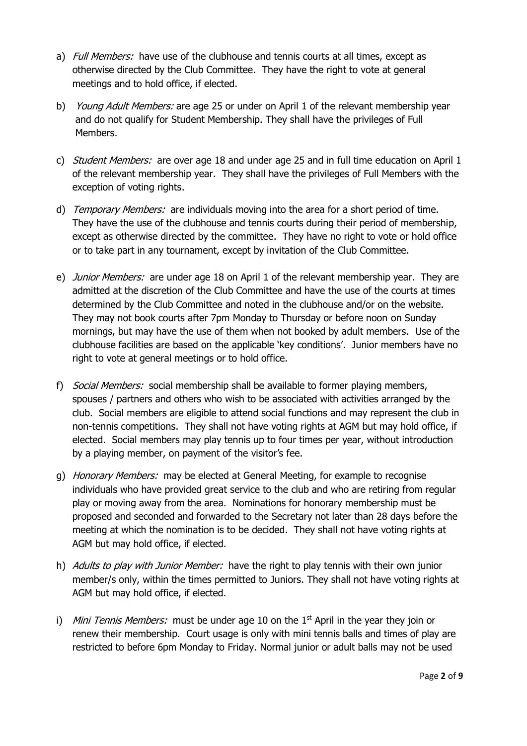a) *Full Members:* have use of the clubhouse and tennis courts at all times, except as otherwise directed by the Club Committee. They have the right to vote at general meetings and to hold office, if elected.

b) *Young Adult Members:* are age 25 or under on April 1 of the relevant membership year and do not qualify for Student Membership. They shall have the privileges of Full Members.

c) *Student Members:* are over age 18 and under age 25 and in full time education on April 1 of the relevant membership year. They shall have the privileges of Full Members with the exception of voting rights.

d) *Temporary Members:* are individuals moving into the area for a short period of time. They have the use of the clubhouse and tennis courts during their period of membership, except as otherwise directed by the committee. They have no right to vote or hold office or to take part in any tournament, except by invitation of the Club Committee.

e) *Junior Members:* are under age 18 on April 1 of the relevant membership year. They are admitted at the discretion of the Club Committee and have the use of the courts at times determined by the Club Committee and noted in the clubhouse and/or on the website. They may not book courts after 7pm Monday to Thursday or before noon on Sunday mornings, but may have the use of them when not booked by adult members. Use of the clubhouse facilities are based on the applicable 'key conditions'. Junior members have no right to vote at general meetings or to hold office.

f) *Social Members:* social membership shall be available to former playing members, spouses / partners and others who wish to be associated with activities arranged by the club. Social members are eligible to attend social functions and may represent the club in non-tennis competitions. They shall not have voting rights at AGM but may hold office, if elected. Social members may play tennis up to four times per year, without introduction by a playing member, on payment of the visitor's fee.

g) *Honorary Members:* may be elected at General Meeting, for example to recognise individuals who have provided great service to the club and who are retiring from regular play or moving away from the area. Nominations for honorary membership must be proposed and seconded and forwarded to the Secretary not later than 28 days before the meeting at which the nomination is to be decided. They shall not have voting rights at AGM but may hold office, if elected.

h) *Adults to play with Junior Member:* have the right to play tennis with their own junior member/s only, within the times permitted to Juniors. They shall not have voting rights at AGM but may hold office, if elected.

i) *Mini Tennis Members:* must be under age 10 on the 1st April in the year they join or renew their membership. Court usage is only with mini tennis balls and times of play are restricted to before 6pm Monday to Friday. Normal junior or adult balls may not be used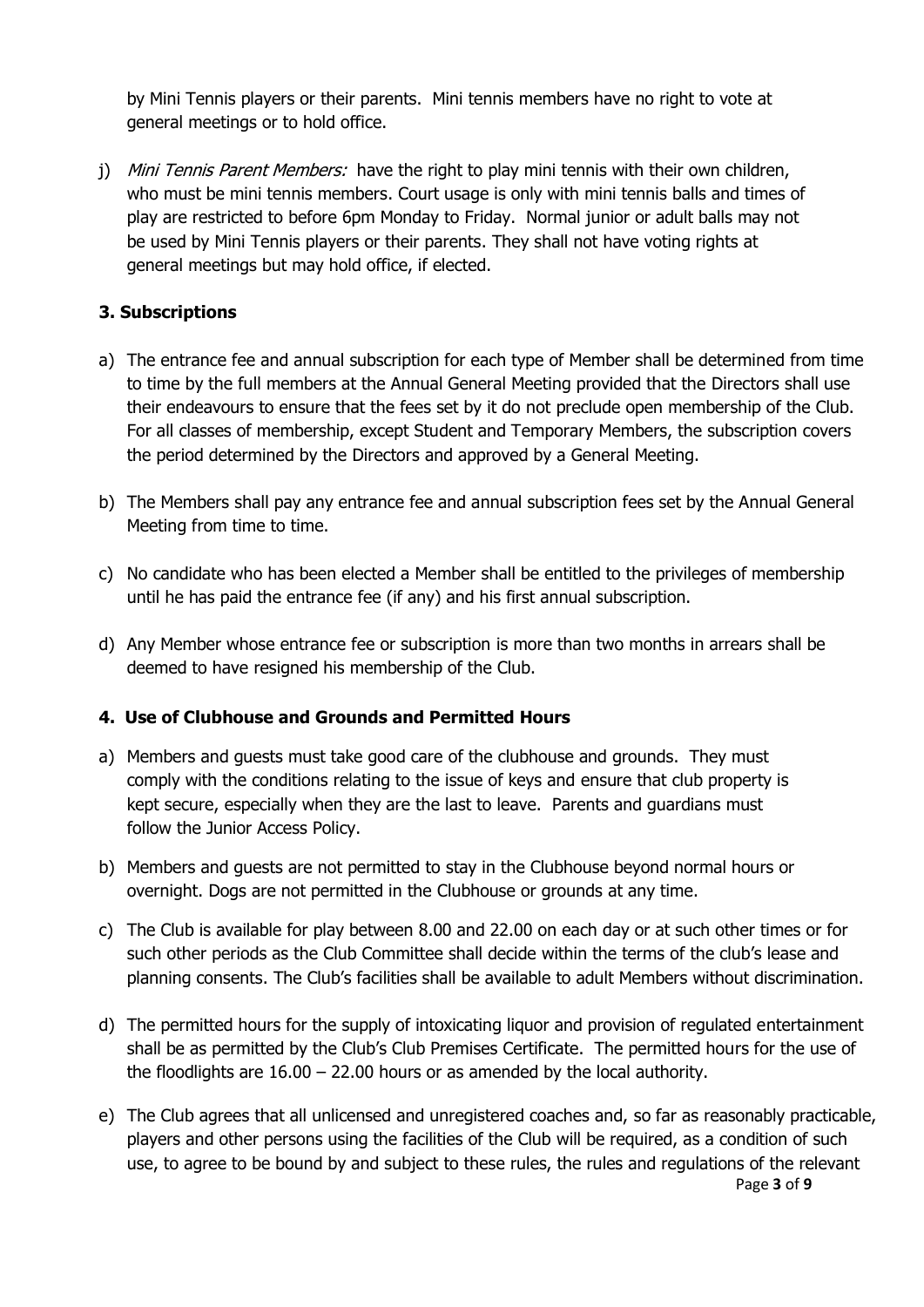by Mini Tennis players or their parents. Mini tennis members have no right to vote at general meetings or to hold office.

j) *Mini Tennis Parent Members:* have the right to play mini tennis with their own children, who must be mini tennis members. Court usage is only with mini tennis balls and times of play are restricted to before 6pm Monday to Friday. Normal junior or adult balls may not be used by Mini Tennis players or their parents. They shall not have voting rights at general meetings but may hold office, if elected.

### 3. Subscriptions

a) The entrance fee and annual subscription for each type of Member shall be determined from time to time by the full members at the Annual General Meeting provided that the Directors shall use their endeavours to ensure that the fees set by it do not preclude open membership of the Club. For all classes of membership, except Student and Temporary Members, the subscription covers the period determined by the Directors and approved by a General Meeting.

b) The Members shall pay any entrance fee and annual subscription fees set by the Annual General Meeting from time to time.

c) No candidate who has been elected a Member shall be entitled to the privileges of membership until he has paid the entrance fee (if any) and his first annual subscription.

d) Any Member whose entrance fee or subscription is more than two months in arrears shall be deemed to have resigned his membership of the Club.

### 4. Use of Clubhouse and Grounds and Permitted Hours

a) Members and guests must take good care of the clubhouse and grounds. They must comply with the conditions relating to the issue of keys and ensure that club property is kept secure, especially when they are the last to leave. Parents and guardians must follow the Junior Access Policy.

b) Members and guests are not permitted to stay in the Clubhouse beyond normal hours or overnight. Dogs are not permitted in the Clubhouse or grounds at any time.

c) The Club is available for play between 8.00 and 22.00 on each day or at such other times or for such other periods as the Club Committee shall decide within the terms of the club's lease and planning consents. The Club's facilities shall be available to adult Members without discrimination.

d) The permitted hours for the supply of intoxicating liquor and provision of regulated entertainment shall be as permitted by the Club's Club Premises Certificate. The permitted hours for the use of the floodlights are 16.00 – 22.00 hours or as amended by the local authority.

e) The Club agrees that all unlicensed and unregistered coaches and, so far as reasonably practicable, players and other persons using the facilities of the Club will be required, as a condition of such use, to agree to be bound by and subject to these rules, the rules and regulations of the relevant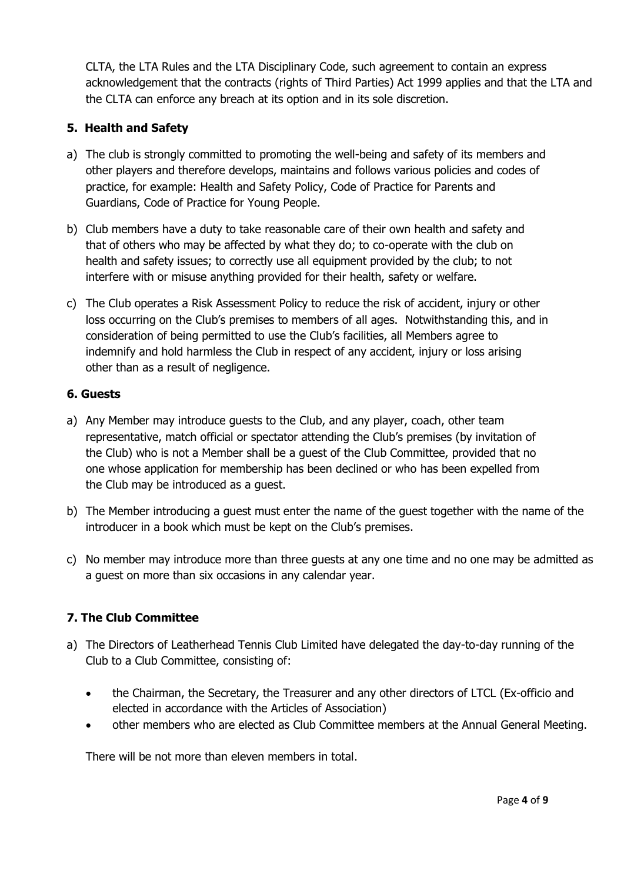CLTA, the LTA Rules and the LTA Disciplinary Code, such agreement to contain an express acknowledgement that the contracts (rights of Third Parties) Act 1999 applies and that the LTA and the CLTA can enforce any breach at its option and in its sole discretion.

### 5. Health and Safety

a) The club is strongly committed to promoting the well-being and safety of its members and other players and therefore develops, maintains and follows various policies and codes of practice, for example: Health and Safety Policy, Code of Practice for Parents and Guardians, Code of Practice for Young People.

b) Club members have a duty to take reasonable care of their own health and safety and that of others who may be affected by what they do; to co-operate with the club on health and safety issues; to correctly use all equipment provided by the club; to not interfere with or misuse anything provided for their health, safety or welfare.

c) The Club operates a Risk Assessment Policy to reduce the risk of accident, injury or other loss occurring on the Club's premises to members of all ages. Notwithstanding this, and in consideration of being permitted to use the Club's facilities, all Members agree to indemnify and hold harmless the Club in respect of any accident, injury or loss arising other than as a result of negligence.

### 6. Guests

a) Any Member may introduce guests to the Club, and any player, coach, other team representative, match official or spectator attending the Club's premises (by invitation of the Club) who is not a Member shall be a guest of the Club Committee, provided that no one whose application for membership has been declined or who has been expelled from the Club may be introduced as a guest.

b) The Member introducing a guest must enter the name of the guest together with the name of the introducer in a book which must be kept on the Club's premises.

c) No member may introduce more than three guests at any one time and no one may be admitted as a guest on more than six occasions in any calendar year.

### 7. The Club Committee

a) The Directors of Leatherhead Tennis Club Limited have delegated the day-to-day running of the Club to a Club Committee, consisting of:

- the Chairman, the Secretary, the Treasurer and any other directors of LTCL (Ex-officio and elected in accordance with the Articles of Association)
- other members who are elected as Club Committee members at the Annual General Meeting.

There will be not more than eleven members in total.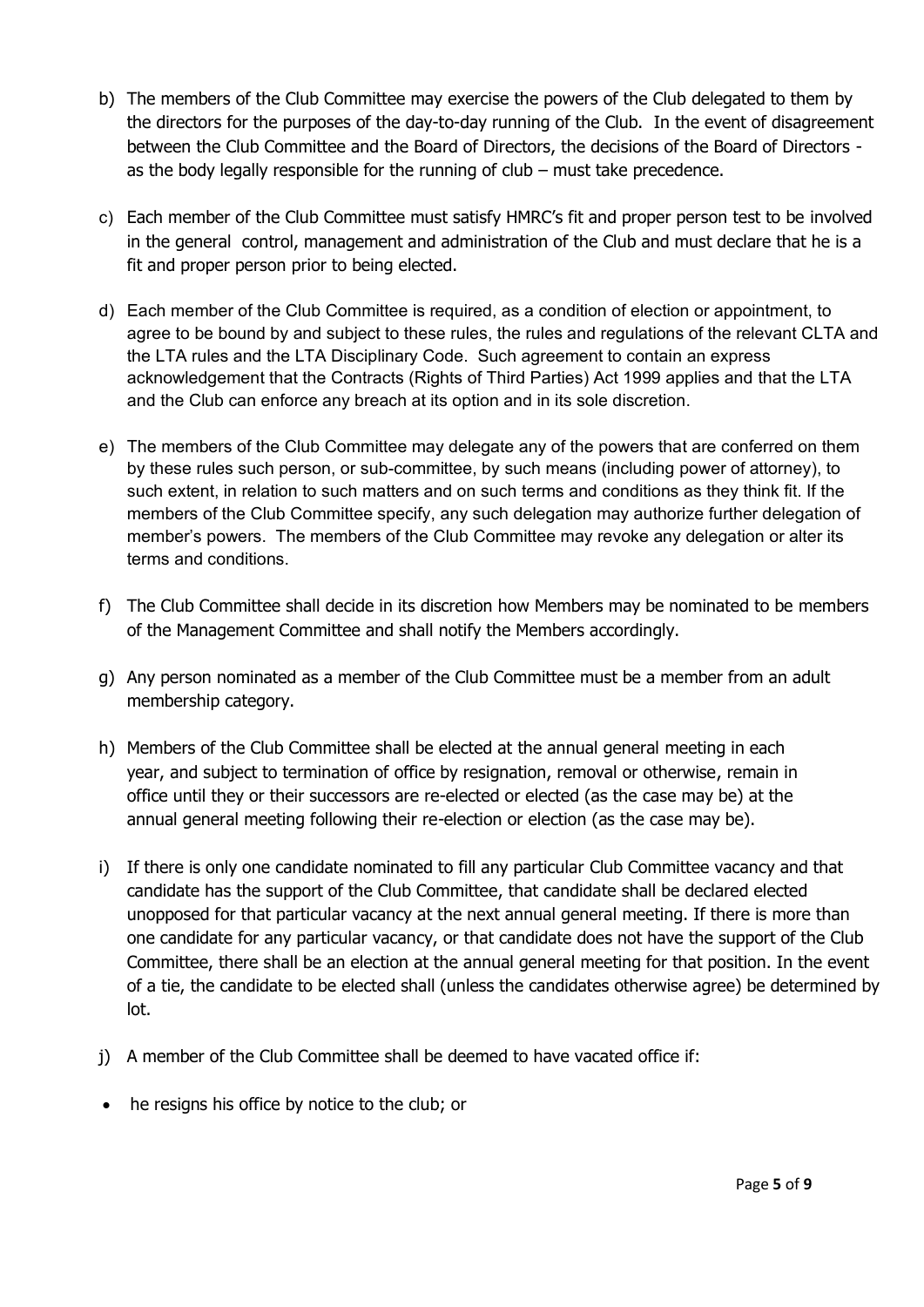b) The members of the Club Committee may exercise the powers of the Club delegated to them by the directors for the purposes of the day-to-day running of the Club. In the event of disagreement between the Club Committee and the Board of Directors, the decisions of the Board of Directors - as the body legally responsible for the running of club – must take precedence.

c) Each member of the Club Committee must satisfy HMRC's fit and proper person test to be involved in the general control, management and administration of the Club and must declare that he is a fit and proper person prior to being elected.

d) Each member of the Club Committee is required, as a condition of election or appointment, to agree to be bound by and subject to these rules, the rules and regulations of the relevant CLTA and the LTA rules and the LTA Disciplinary Code. Such agreement to contain an express acknowledgement that the Contracts (Rights of Third Parties) Act 1999 applies and that the LTA and the Club can enforce any breach at its option and in its sole discretion.

e) The members of the Club Committee may delegate any of the powers that are conferred on them by these rules such person, or sub-committee, by such means (including power of attorney), to such extent, in relation to such matters and on such terms and conditions as they think fit. If the members of the Club Committee specify, any such delegation may authorize further delegation of member's powers. The members of the Club Committee may revoke any delegation or alter its terms and conditions.

f) The Club Committee shall decide in its discretion how Members may be nominated to be members of the Management Committee and shall notify the Members accordingly.

g) Any person nominated as a member of the Club Committee must be a member from an adult membership category.

h) Members of the Club Committee shall be elected at the annual general meeting in each year, and subject to termination of office by resignation, removal or otherwise, remain in office until they or their successors are re-elected or elected (as the case may be) at the annual general meeting following their re-election or election (as the case may be).

i) If there is only one candidate nominated to fill any particular Club Committee vacancy and that candidate has the support of the Club Committee, that candidate shall be declared elected unopposed for that particular vacancy at the next annual general meeting. If there is more than one candidate for any particular vacancy, or that candidate does not have the support of the Club Committee, there shall be an election at the annual general meeting for that position. In the event of a tie, the candidate to be elected shall (unless the candidates otherwise agree) be determined by lot.

j) A member of the Club Committee shall be deemed to have vacated office if:

- he resigns his office by notice to the club; or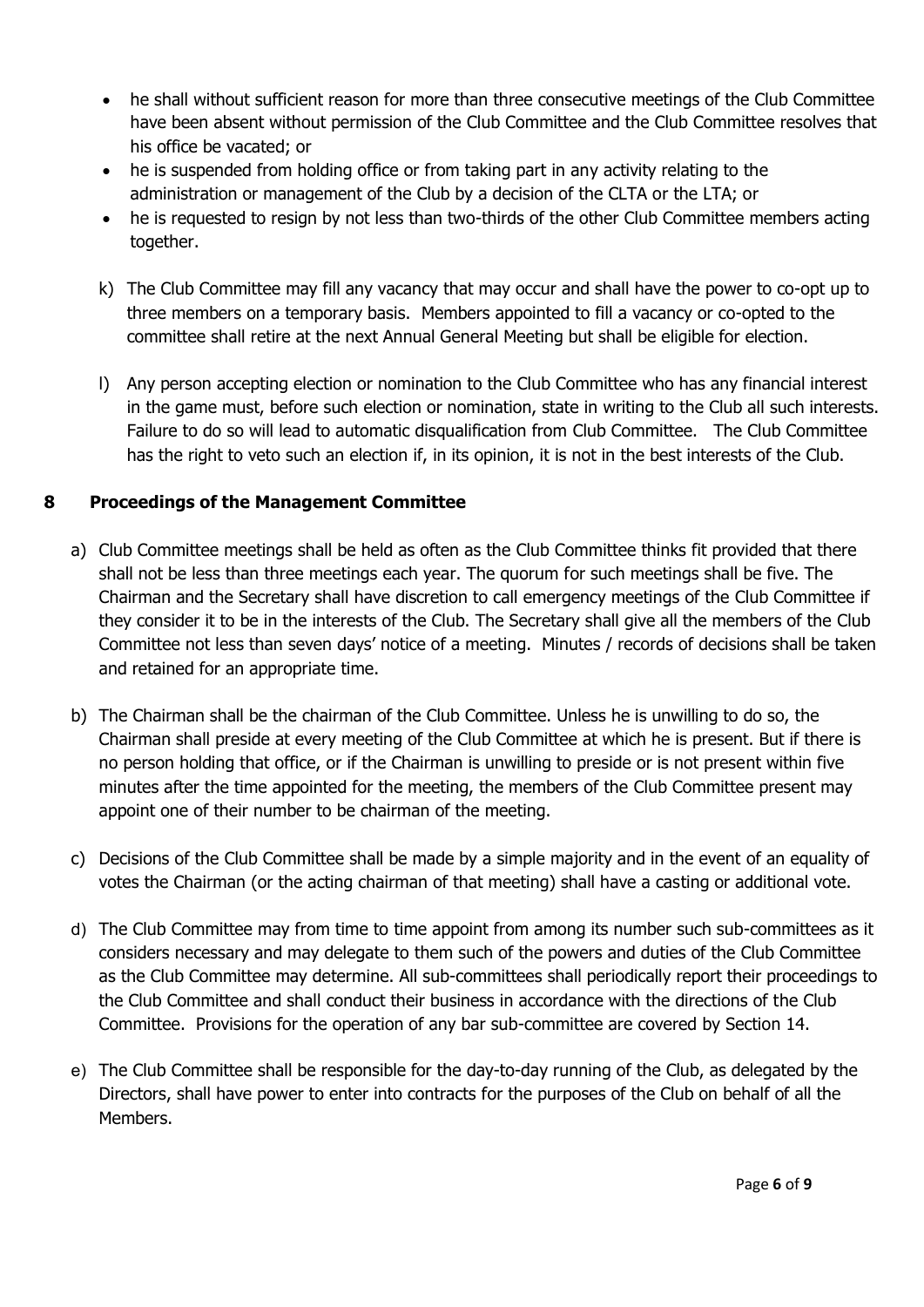- he shall without sufficient reason for more than three consecutive meetings of the Club Committee have been absent without permission of the Club Committee and the Club Committee resolves that his office be vacated; or
- he is suspended from holding office or from taking part in any activity relating to the administration or management of the Club by a decision of the CLTA or the LTA; or
- he is requested to resign by not less than two-thirds of the other Club Committee members acting together.

k) The Club Committee may fill any vacancy that may occur and shall have the power to co-opt up to three members on a temporary basis. Members appointed to fill a vacancy or co-opted to the committee shall retire at the next Annual General Meeting but shall be eligible for election.

l) Any person accepting election or nomination to the Club Committee who has any financial interest in the game must, before such election or nomination, state in writing to the Club all such interests. Failure to do so will lead to automatic disqualification from Club Committee. The Club Committee has the right to veto such an election if, in its opinion, it is not in the best interests of the Club.

## 8 Proceedings of the Management Committee

a) Club Committee meetings shall be held as often as the Club Committee thinks fit provided that there shall not be less than three meetings each year. The quorum for such meetings shall be five. The Chairman and the Secretary shall have discretion to call emergency meetings of the Club Committee if they consider it to be in the interests of the Club. The Secretary shall give all the members of the Club Committee not less than seven days' notice of a meeting. Minutes / records of decisions shall be taken and retained for an appropriate time.

b) The Chairman shall be the chairman of the Club Committee. Unless he is unwilling to do so, the Chairman shall preside at every meeting of the Club Committee at which he is present. But if there is no person holding that office, or if the Chairman is unwilling to preside or is not present within five minutes after the time appointed for the meeting, the members of the Club Committee present may appoint one of their number to be chairman of the meeting.

c) Decisions of the Club Committee shall be made by a simple majority and in the event of an equality of votes the Chairman (or the acting chairman of that meeting) shall have a casting or additional vote.

d) The Club Committee may from time to time appoint from among its number such sub-committees as it considers necessary and may delegate to them such of the powers and duties of the Club Committee as the Club Committee may determine. All sub-committees shall periodically report their proceedings to the Club Committee and shall conduct their business in accordance with the directions of the Club Committee. Provisions for the operation of any bar sub-committee are covered by Section 14.

e) The Club Committee shall be responsible for the day-to-day running of the Club, as delegated by the Directors, shall have power to enter into contracts for the purposes of the Club on behalf of all the Members.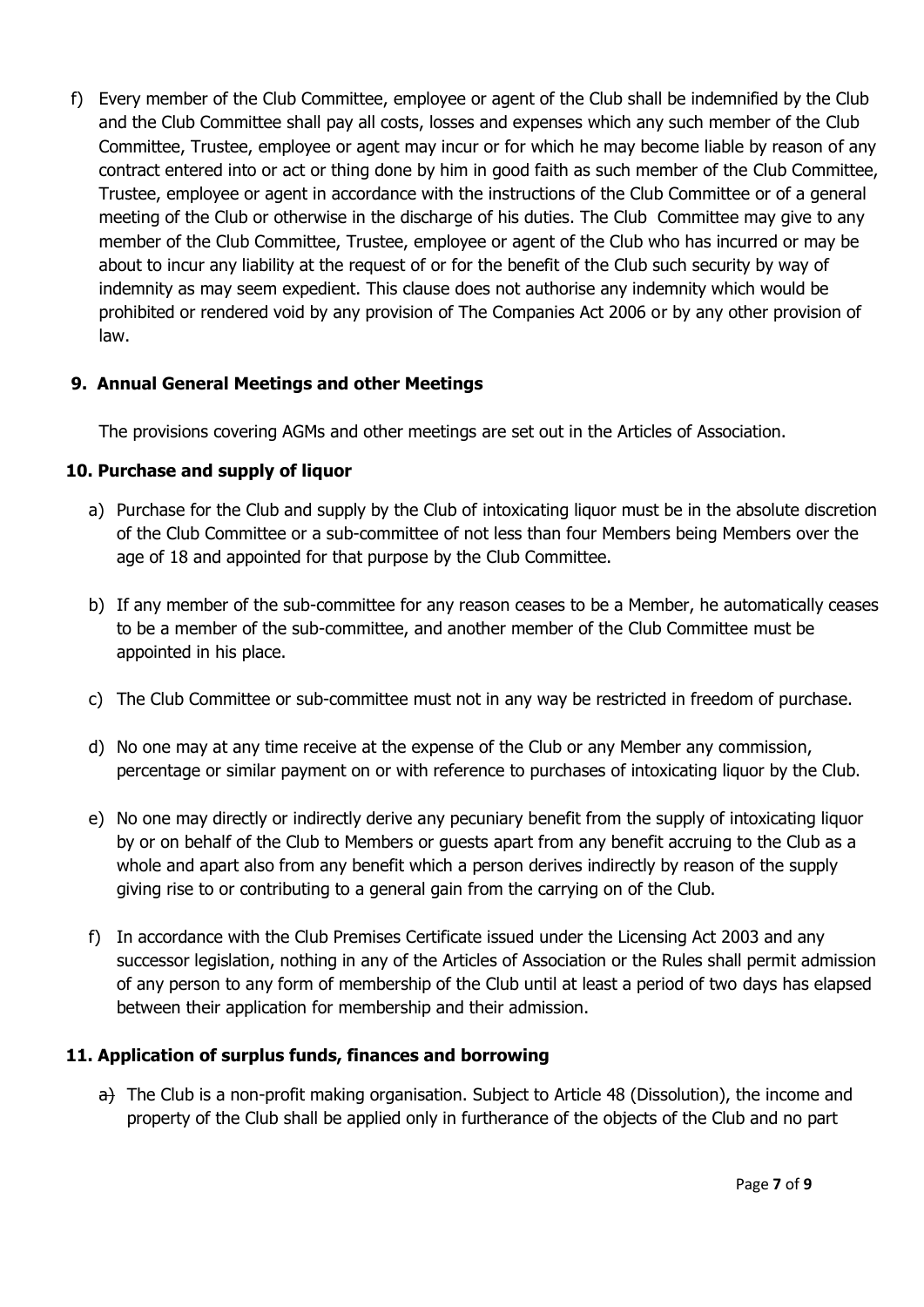f) Every member of the Club Committee, employee or agent of the Club shall be indemnified by the Club and the Club Committee shall pay all costs, losses and expenses which any such member of the Club Committee, Trustee, employee or agent may incur or for which he may become liable by reason of any contract entered into or act or thing done by him in good faith as such member of the Club Committee, Trustee, employee or agent in accordance with the instructions of the Club Committee or of a general meeting of the Club or otherwise in the discharge of his duties. The Club Committee may give to any member of the Club Committee, Trustee, employee or agent of the Club who has incurred or may be about to incur any liability at the request of or for the benefit of the Club such security by way of indemnity as may seem expedient. This clause does not authorise any indemnity which would be prohibited or rendered void by any provision of The Companies Act 2006 or by any other provision of law.

## 9. Annual General Meetings and other Meetings

The provisions covering AGMs and other meetings are set out in the Articles of Association.

## 10. Purchase and supply of liquor

a) Purchase for the Club and supply by the Club of intoxicating liquor must be in the absolute discretion of the Club Committee or a sub-committee of not less than four Members being Members over the age of 18 and appointed for that purpose by the Club Committee.

b) If any member of the sub-committee for any reason ceases to be a Member, he automatically ceases to be a member of the sub-committee, and another member of the Club Committee must be appointed in his place.

c) The Club Committee or sub-committee must not in any way be restricted in freedom of purchase.

d) No one may at any time receive at the expense of the Club or any Member any commission, percentage or similar payment on or with reference to purchases of intoxicating liquor by the Club.

e) No one may directly or indirectly derive any pecuniary benefit from the supply of intoxicating liquor by or on behalf of the Club to Members or guests apart from any benefit accruing to the Club as a whole and apart also from any benefit which a person derives indirectly by reason of the supply giving rise to or contributing to a general gain from the carrying on of the Club.

f) In accordance with the Club Premises Certificate issued under the Licensing Act 2003 and any successor legislation, nothing in any of the Articles of Association or the Rules shall permit admission of any person to any form of membership of the Club until at least a period of two days has elapsed between their application for membership and their admission.

## 11. Application of surplus funds, finances and borrowing

a) The Club is a non-profit making organisation. Subject to Article 48 (Dissolution), the income and property of the Club shall be applied only in furtherance of the objects of the Club and no part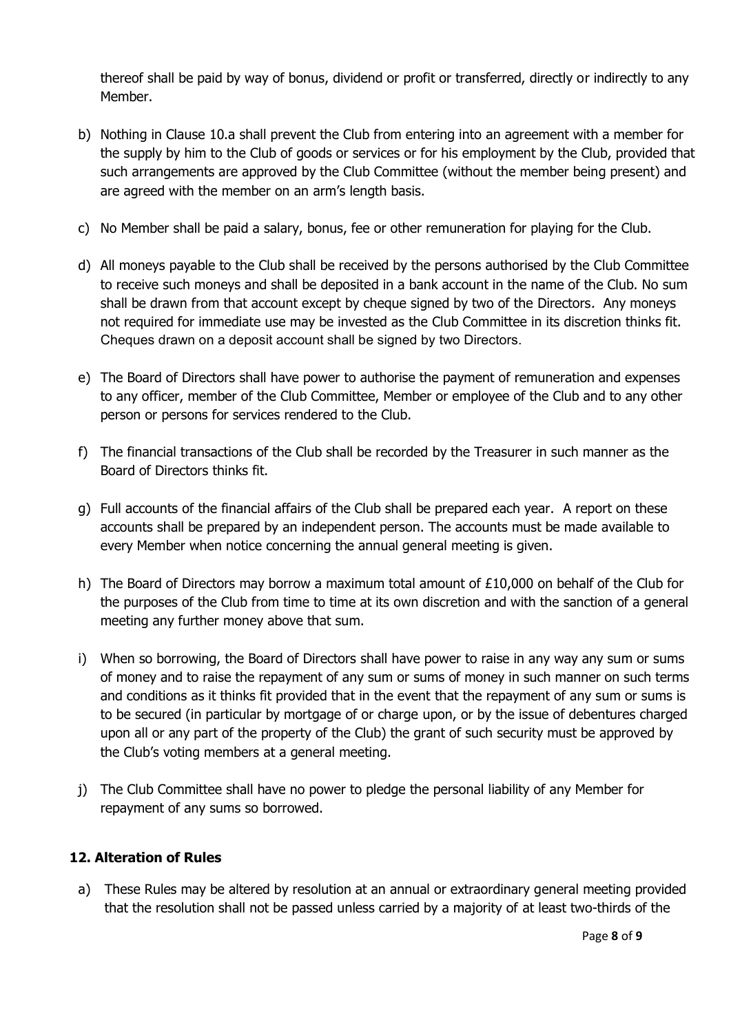thereof shall be paid by way of bonus, dividend or profit or transferred, directly or indirectly to any Member.

b) Nothing in Clause 10.a shall prevent the Club from entering into an agreement with a member for the supply by him to the Club of goods or services or for his employment by the Club, provided that such arrangements are approved by the Club Committee (without the member being present) and are agreed with the member on an arm's length basis.

c) No Member shall be paid a salary, bonus, fee or other remuneration for playing for the Club.

d) All moneys payable to the Club shall be received by the persons authorised by the Club Committee to receive such moneys and shall be deposited in a bank account in the name of the Club. No sum shall be drawn from that account except by cheque signed by two of the Directors. Any moneys not required for immediate use may be invested as the Club Committee in its discretion thinks fit. Cheques drawn on a deposit account shall be signed by two Directors.

e) The Board of Directors shall have power to authorise the payment of remuneration and expenses to any officer, member of the Club Committee, Member or employee of the Club and to any other person or persons for services rendered to the Club.

f) The financial transactions of the Club shall be recorded by the Treasurer in such manner as the Board of Directors thinks fit.

g) Full accounts of the financial affairs of the Club shall be prepared each year. A report on these accounts shall be prepared by an independent person. The accounts must be made available to every Member when notice concerning the annual general meeting is given.

h) The Board of Directors may borrow a maximum total amount of £10,000 on behalf of the Club for the purposes of the Club from time to time at its own discretion and with the sanction of a general meeting any further money above that sum.

i) When so borrowing, the Board of Directors shall have power to raise in any way any sum or sums of money and to raise the repayment of any sum or sums of money in such manner on such terms and conditions as it thinks fit provided that in the event that the repayment of any sum or sums is to be secured (in particular by mortgage of or charge upon, or by the issue of debentures charged upon all or any part of the property of the Club) the grant of such security must be approved by the Club's voting members at a general meeting.

j) The Club Committee shall have no power to pledge the personal liability of any Member for repayment of any sums so borrowed.

## 12. Alteration of Rules

a) These Rules may be altered by resolution at an annual or extraordinary general meeting provided that the resolution shall not be passed unless carried by a majority of at least two-thirds of the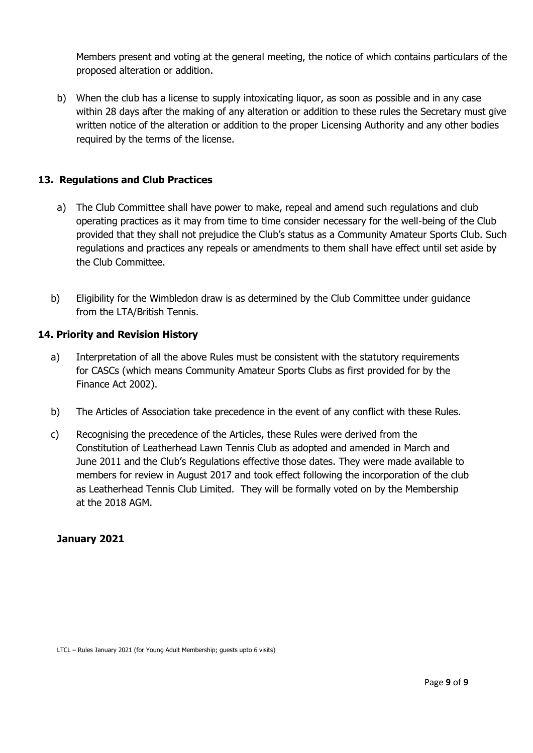Members present and voting at the general meeting, the notice of which contains particulars of the proposed alteration or addition.

b) When the club has a license to supply intoxicating liquor, as soon as possible and in any case within 28 days after the making of any alteration or addition to these rules the Secretary must give written notice of the alteration or addition to the proper Licensing Authority and any other bodies required by the terms of the license.

## 13. Regulations and Club Practices

a) The Club Committee shall have power to make, repeal and amend such regulations and club operating practices as it may from time to time consider necessary for the well-being of the Club provided that they shall not prejudice the Club's status as a Community Amateur Sports Club. Such regulations and practices any repeals or amendments to them shall have effect until set aside by the Club Committee.

b) Eligibility for the Wimbledon draw is as determined by the Club Committee under guidance from the LTA/British Tennis.

## 14. Priority and Revision History

a) Interpretation of all the above Rules must be consistent with the statutory requirements for CASCs (which means Community Amateur Sports Clubs as first provided for by the Finance Act 2002).

b) The Articles of Association take precedence in the event of any conflict with these Rules.

c) Recognising the precedence of the Articles, these Rules were derived from the Constitution of Leatherhead Lawn Tennis Club as adopted and amended in March and June 2011 and the Club's Regulations effective those dates. They were made available to members for review in August 2017 and took effect following the incorporation of the club as Leatherhead Tennis Club Limited. They will be formally voted on by the Membership at the 2018 AGM.

**January 2021**

LTCL – Rules January 2021 (for Young Adult Membership; guests upto 6 visits)